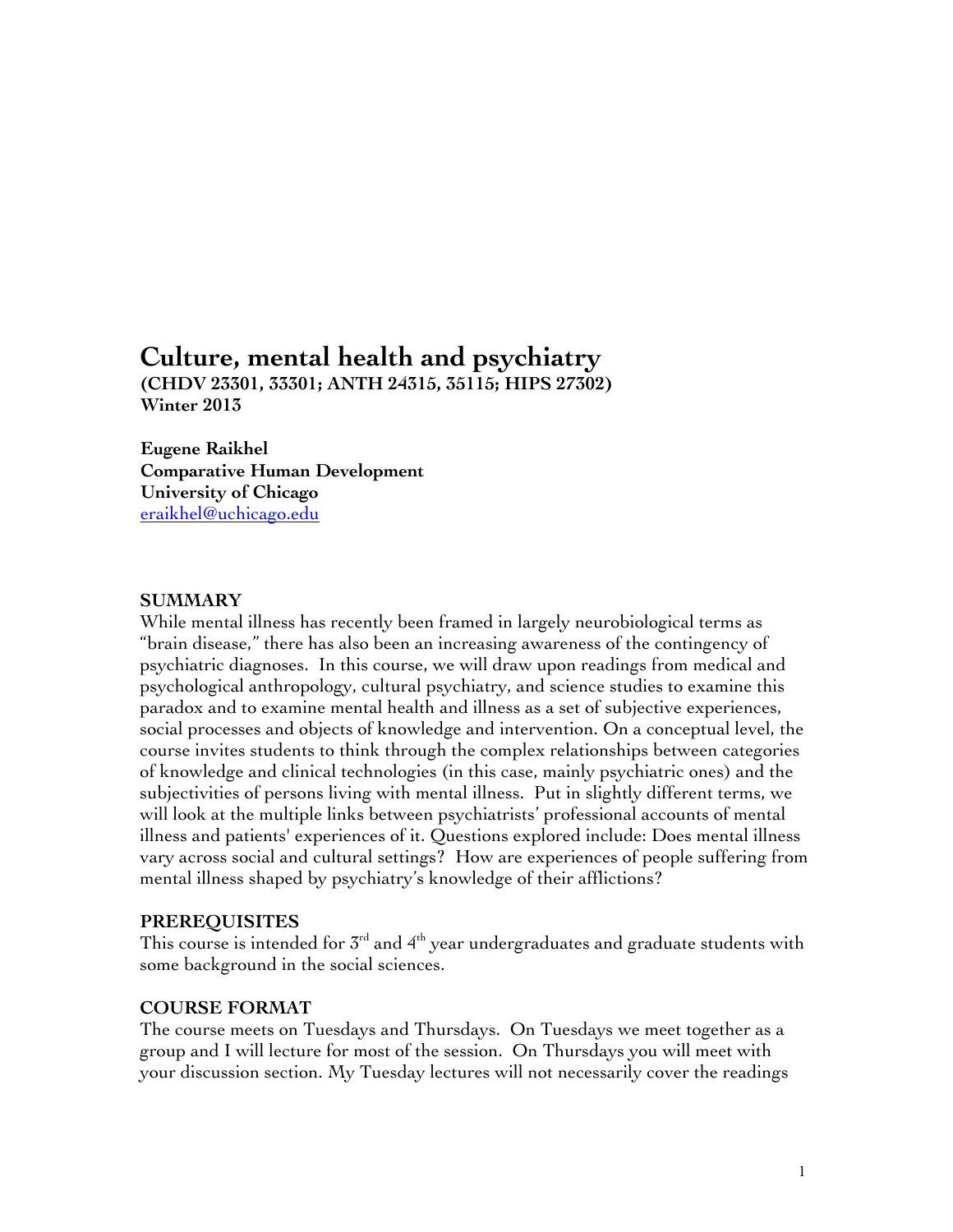# Culture, mental health and psychiatry

**(CHDV 23301, 33301; ANTH 24315, 35115; HIPS 27302)**
**Winter 2013**

**Eugene Raikhel**
**Comparative Human Development**
**University of Chicago**
eraikhel@uchicago.edu

## SUMMARY

While mental illness has recently been framed in largely neurobiological terms as "brain disease," there has also been an increasing awareness of the contingency of psychiatric diagnoses. In this course, we will draw upon readings from medical and psychological anthropology, cultural psychiatry, and science studies to examine this paradox and to examine mental health and illness as a set of subjective experiences, social processes and objects of knowledge and intervention. On a conceptual level, the course invites students to think through the complex relationships between categories of knowledge and clinical technologies (in this case, mainly psychiatric ones) and the subjectivities of persons living with mental illness. Put in slightly different terms, we will look at the multiple links between psychiatrists' professional accounts of mental illness and patients' experiences of it. Questions explored include: Does mental illness vary across social and cultural settings? How are experiences of people suffering from mental illness shaped by psychiatry's knowledge of their afflictions?

## PREREQUISITES

This course is intended for 3rd and 4th year undergraduates and graduate students with some background in the social sciences.

## COURSE FORMAT

The course meets on Tuesdays and Thursdays. On Tuesdays we meet together as a group and I will lecture for most of the session. On Thursdays you will meet with your discussion section. My Tuesday lectures will not necessarily cover the readings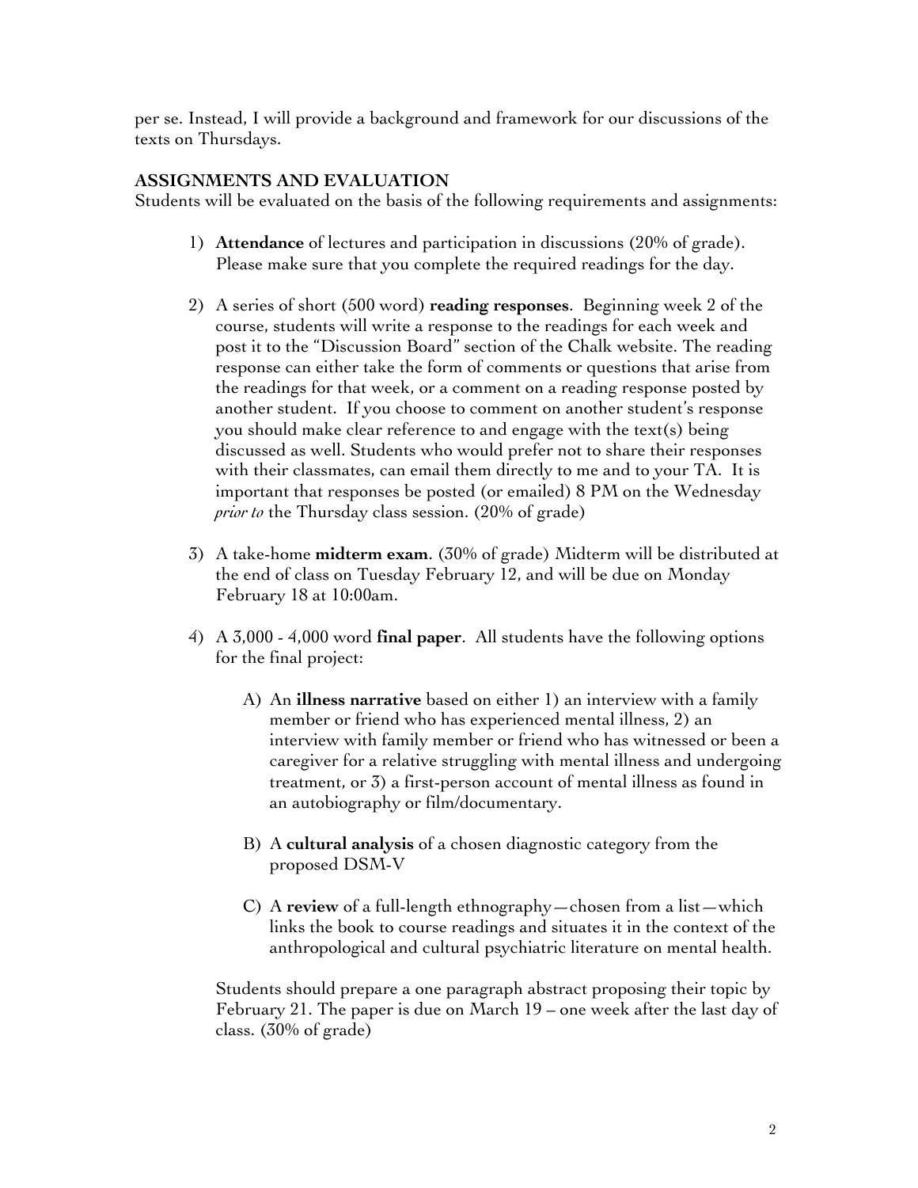per se. Instead, I will provide a background and framework for our discussions of the texts on Thursdays.

**ASSIGNMENTS AND EVALUATION**

Students will be evaluated on the basis of the following requirements and assignments:

1) **Attendance** of lectures and participation in discussions (20% of grade). Please make sure that you complete the required readings for the day.

2) A series of short (500 word) **reading responses**. Beginning week 2 of the course, students will write a response to the readings for each week and post it to the "Discussion Board" section of the Chalk website. The reading response can either take the form of comments or questions that arise from the readings for that week, or a comment on a reading response posted by another student. If you choose to comment on another student's response you should make clear reference to and engage with the text(s) being discussed as well. Students who would prefer not to share their responses with their classmates, can email them directly to me and to your TA. It is important that responses be posted (or emailed) 8 PM on the Wednesday *prior to* the Thursday class session. (20% of grade)

3) A take-home **midterm exam**. (30% of grade) Midterm will be distributed at the end of class on Tuesday February 12, and will be due on Monday February 18 at 10:00am.

4) A 3,000 - 4,000 word **final paper**. All students have the following options for the final project:

   A) An **illness narrative** based on either 1) an interview with a family member or friend who has experienced mental illness, 2) an interview with family member or friend who has witnessed or been a caregiver for a relative struggling with mental illness and undergoing treatment, or 3) a first-person account of mental illness as found in an autobiography or film/documentary.

   B) A **cultural analysis** of a chosen diagnostic category from the proposed DSM-V

   C) A **review** of a full-length ethnography—chosen from a list—which links the book to course readings and situates it in the context of the anthropological and cultural psychiatric literature on mental health.

   Students should prepare a one paragraph abstract proposing their topic by February 21. The paper is due on March 19 – one week after the last day of class. (30% of grade)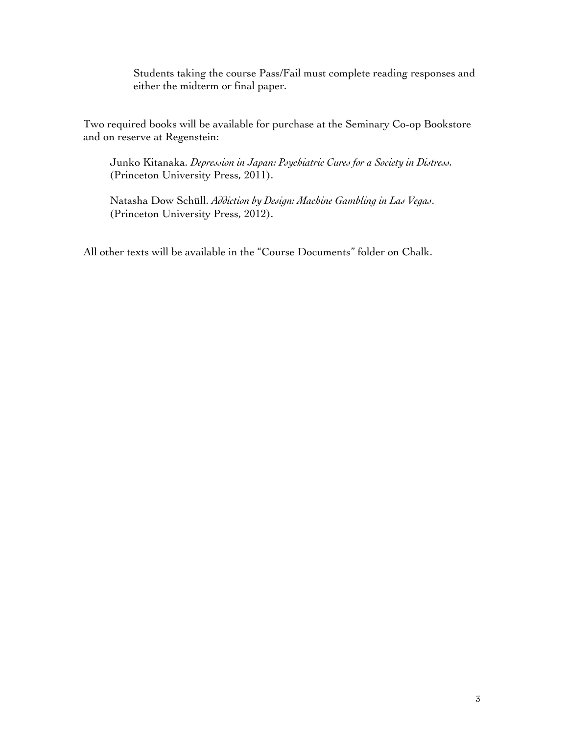Students taking the course Pass/Fail must complete reading responses and either the midterm or final paper.

Two required books will be available for purchase at the Seminary Co-op Bookstore and on reserve at Regenstein:

Junko Kitanaka. *Depression in Japan: Psychiatric Cures for a Society in Distress.* (Princeton University Press, 2011).

Natasha Dow Schüll. *Addiction by Design: Machine Gambling in Las Vegas*. (Princeton University Press, 2012).

All other texts will be available in the "Course Documents" folder on Chalk.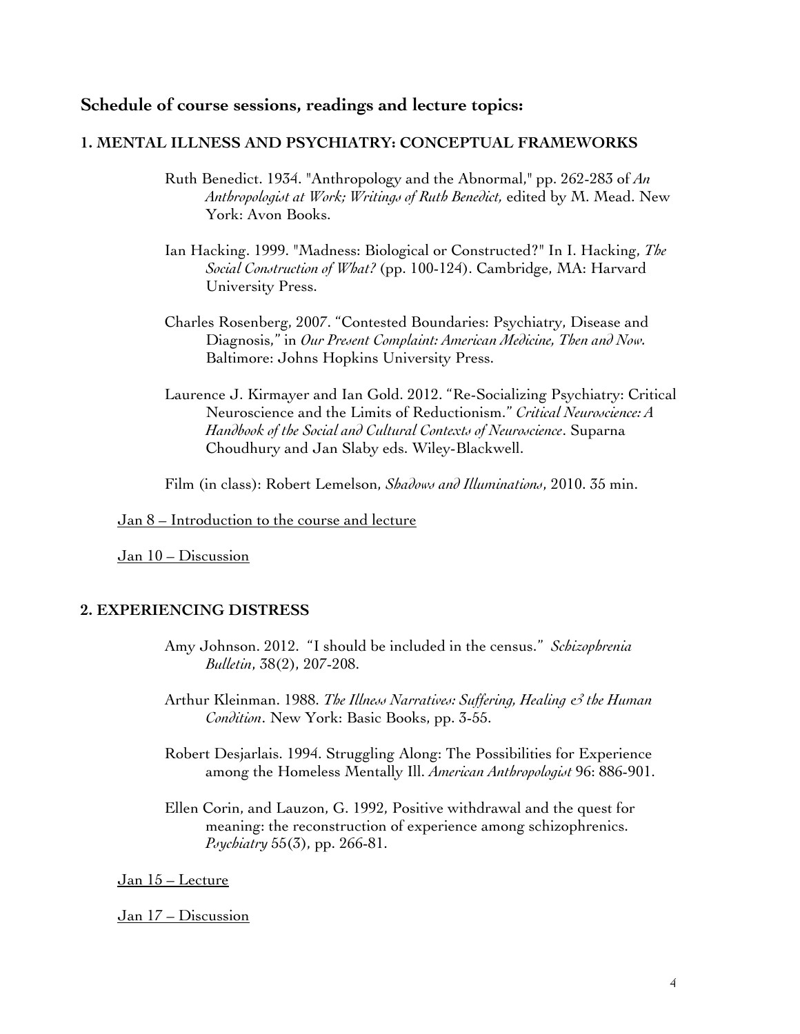## Schedule of course sessions, readings and lecture topics:

### 1. MENTAL ILLNESS AND PSYCHIATRY: CONCEPTUAL FRAMEWORKS

Ruth Benedict. 1934. "Anthropology and the Abnormal," pp. 262-283 of *An Anthropologist at Work; Writings of Ruth Benedict,* edited by M. Mead. New York: Avon Books.

Ian Hacking. 1999. "Madness: Biological or Constructed?" In I. Hacking, *The Social Construction of What?* (pp. 100-124). Cambridge, MA: Harvard University Press.

Charles Rosenberg, 2007. "Contested Boundaries: Psychiatry, Disease and Diagnosis," in *Our Present Complaint: American Medicine, Then and Now*. Baltimore: Johns Hopkins University Press.

Laurence J. Kirmayer and Ian Gold. 2012. "Re-Socializing Psychiatry: Critical Neuroscience and the Limits of Reductionism." *Critical Neuroscience: A Handbook of the Social and Cultural Contexts of Neuroscience*. Suparna Choudhury and Jan Slaby eds. Wiley-Blackwell.

Film (in class): Robert Lemelson, *Shadows and Illuminations*, 2010. 35 min.

<u>Jan 8 – Introduction to the course and lecture</u>

<u>Jan 10 – Discussion</u>

### 2. EXPERIENCING DISTRESS

Amy Johnson. 2012. "I should be included in the census." *Schizophrenia Bulletin*, 38(2), 207-208.

Arthur Kleinman. 1988. *The Illness Narratives: Suffering, Healing & the Human Condition*. New York: Basic Books, pp. 3-55.

Robert Desjarlais. 1994. Struggling Along: The Possibilities for Experience among the Homeless Mentally Ill. *American Anthropologist* 96: 886-901.

Ellen Corin, and Lauzon, G. 1992, Positive withdrawal and the quest for meaning: the reconstruction of experience among schizophrenics. *Psychiatry* 55(3), pp. 266-81.

<u>Jan 15 – Lecture</u>

<u>Jan 17 – Discussion</u>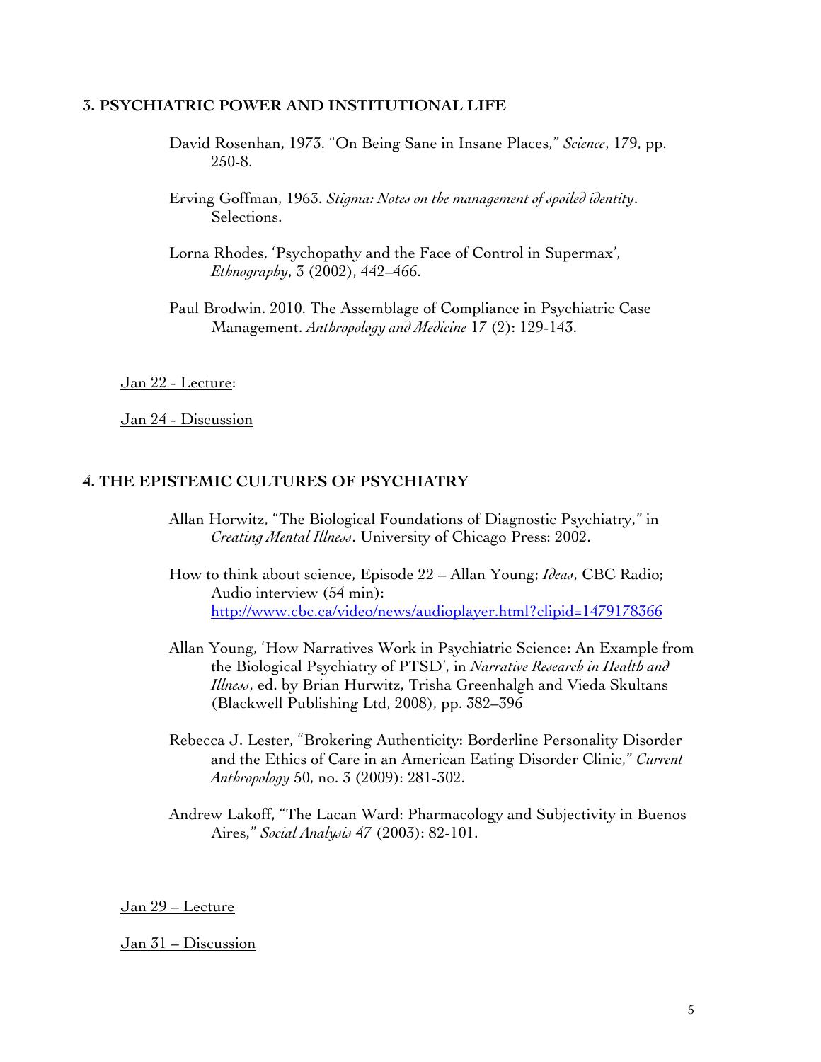## 3. PSYCHIATRIC POWER AND INSTITUTIONAL LIFE

David Rosenhan, 1973. "On Being Sane in Insane Places," *Science*, 179, pp. 250-8.

Erving Goffman, 1963. *Stigma: Notes on the management of spoiled identity*. Selections.

Lorna Rhodes, 'Psychopathy and the Face of Control in Supermax', *Ethnography*, 3 (2002), 442–466.

Paul Brodwin. 2010. The Assemblage of Compliance in Psychiatric Case Management. *Anthropology and Medicine* 17 (2): 129-143.

<u>Jan 22 - Lecture</u>:

<u>Jan 24 - Discussion</u>

## 4. THE EPISTEMIC CULTURES OF PSYCHIATRY

Allan Horwitz, "The Biological Foundations of Diagnostic Psychiatry," in *Creating Mental Illness*. University of Chicago Press: 2002.

How to think about science, Episode 22 – Allan Young; *Ideas*, CBC Radio; Audio interview (54 min): [http://www.cbc.ca/video/news/audioplayer.html?clipid=1479178366](http://www.cbc.ca/video/news/audioplayer.html?clipid=1479178366)

Allan Young, 'How Narratives Work in Psychiatric Science: An Example from the Biological Psychiatry of PTSD', in *Narrative Research in Health and Illness*, ed. by Brian Hurwitz, Trisha Greenhalgh and Vieda Skultans (Blackwell Publishing Ltd, 2008), pp. 382–396

Rebecca J. Lester, "Brokering Authenticity: Borderline Personality Disorder and the Ethics of Care in an American Eating Disorder Clinic," *Current Anthropology* 50, no. 3 (2009): 281-302.

Andrew Lakoff, "The Lacan Ward: Pharmacology and Subjectivity in Buenos Aires," *Social Analysis* 47 (2003): 82-101.

<u>Jan 29 – Lecture</u>

<u>Jan 31 – Discussion</u>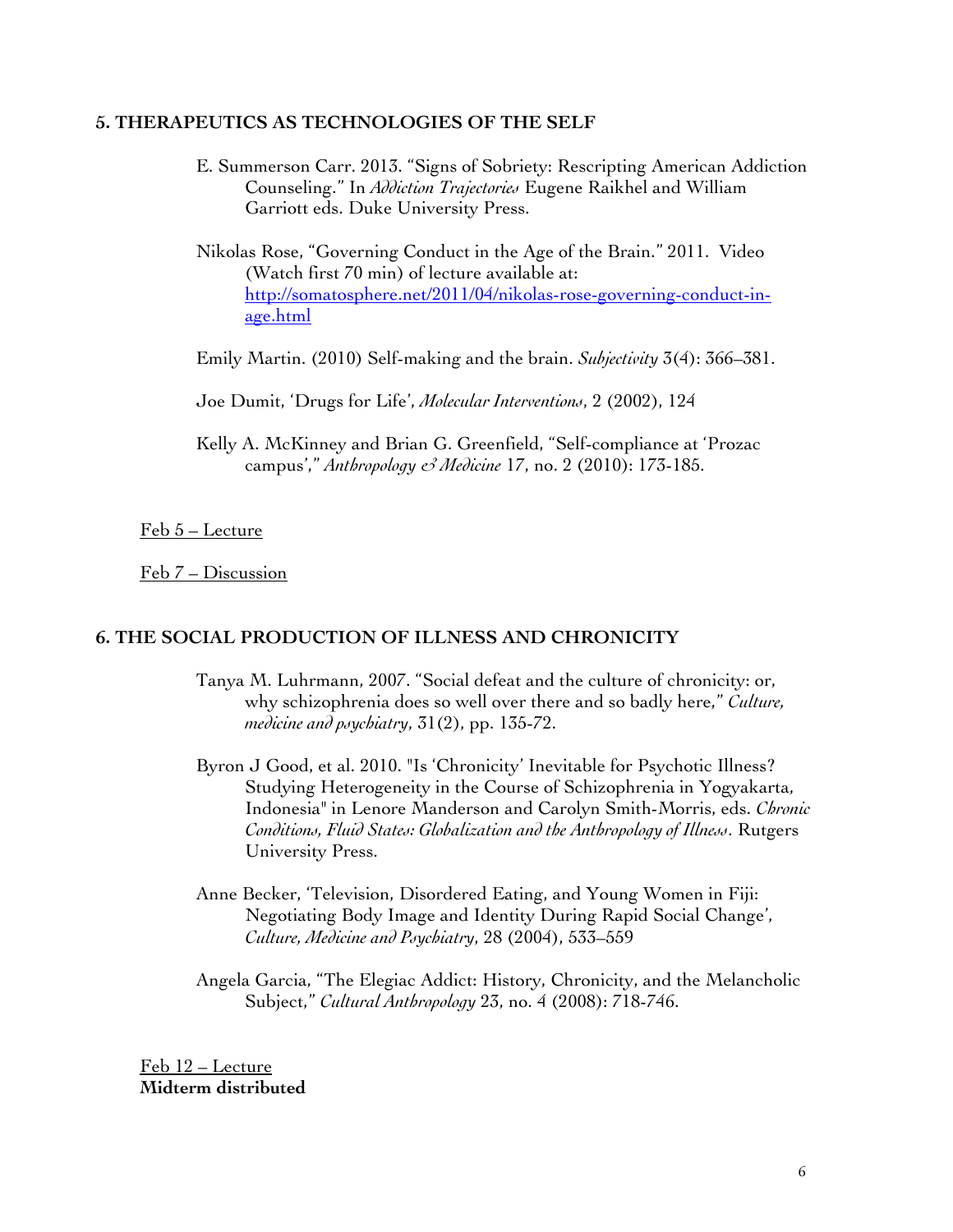## 5. THERAPEUTICS AS TECHNOLOGIES OF THE SELF

E. Summerson Carr. 2013. "Signs of Sobriety: Rescripting American Addiction Counseling." In *Addiction Trajectories* Eugene Raikhel and William Garriott eds. Duke University Press.

Nikolas Rose, "Governing Conduct in the Age of the Brain." 2011. Video (Watch first 70 min) of lecture available at: [http://somatosphere.net/2011/04/nikolas-rose-governing-conduct-in-age.html](http://somatosphere.net/2011/04/nikolas-rose-governing-conduct-in-age.html)

Emily Martin. (2010) Self-making and the brain. *Subjectivity* 3(4): 366–381.

Joe Dumit, 'Drugs for Life', *Molecular Interventions*, 2 (2002), 124

Kelly A. McKinney and Brian G. Greenfield, "Self-compliance at 'Prozac campus'," *Anthropology & Medicine* 17, no. 2 (2010): 173-185.

Feb 5 – Lecture

Feb 7 – Discussion

## 6. THE SOCIAL PRODUCTION OF ILLNESS AND CHRONICITY

Tanya M. Luhrmann, 2007. "Social defeat and the culture of chronicity: or, why schizophrenia does so well over there and so badly here," *Culture, medicine and psychiatry*, 31(2), pp. 135-72.

Byron J Good, et al. 2010. "Is 'Chronicity' Inevitable for Psychotic Illness? Studying Heterogeneity in the Course of Schizophrenia in Yogyakarta, Indonesia" in Lenore Manderson and Carolyn Smith-Morris, eds. *Chronic Conditions, Fluid States: Globalization and the Anthropology of Illness*. Rutgers University Press.

Anne Becker, 'Television, Disordered Eating, and Young Women in Fiji: Negotiating Body Image and Identity During Rapid Social Change', *Culture, Medicine and Psychiatry*, 28 (2004), 533–559

Angela Garcia, "The Elegiac Addict: History, Chronicity, and the Melancholic Subject," *Cultural Anthropology* 23, no. 4 (2008): 718-746.

Feb 12 – Lecture
**Midterm distributed**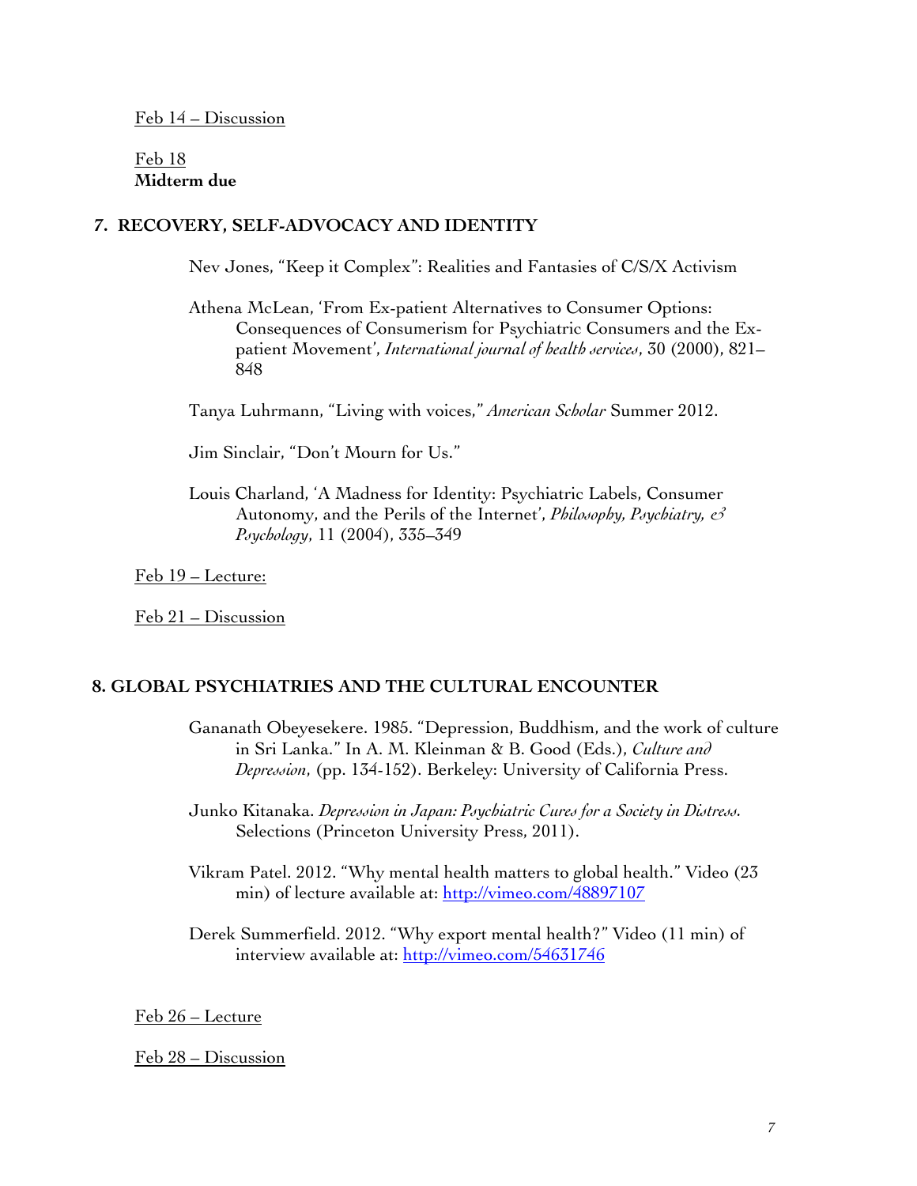<u>Feb 14 – Discussion</u>

<u>Feb 18</u>
**Midterm due**

## 7. RECOVERY, SELF-ADVOCACY AND IDENTITY

Nev Jones, "Keep it Complex": Realities and Fantasies of C/S/X Activism

Athena McLean, 'From Ex-patient Alternatives to Consumer Options: Consequences of Consumerism for Psychiatric Consumers and the Ex-patient Movement', *International journal of health services*, 30 (2000), 821–848

Tanya Luhrmann, "Living with voices," *American Scholar* Summer 2012.

Jim Sinclair, "Don't Mourn for Us."

Louis Charland, 'A Madness for Identity: Psychiatric Labels, Consumer Autonomy, and the Perils of the Internet', *Philosophy, Psychiatry, & Psychology*, 11 (2004), 335–349

<u>Feb 19 – Lecture:</u>

<u>Feb 21 – Discussion</u>

## 8. GLOBAL PSYCHIATRIES AND THE CULTURAL ENCOUNTER

Gananath Obeyesekere. 1985. "Depression, Buddhism, and the work of culture in Sri Lanka." In A. M. Kleinman & B. Good (Eds.), *Culture and Depression*, (pp. 134-152). Berkeley: University of California Press.

Junko Kitanaka. *Depression in Japan: Psychiatric Cures for a Society in Distress.* Selections (Princeton University Press, 2011).

Vikram Patel. 2012. "Why mental health matters to global health." Video (23 min) of lecture available at: [http://vimeo.com/48897107](http://vimeo.com/48897107)

Derek Summerfield. 2012. "Why export mental health?" Video (11 min) of interview available at: [http://vimeo.com/54631746](http://vimeo.com/54631746)

<u>Feb 26 – Lecture</u>

<u>Feb 28 – Discussion</u>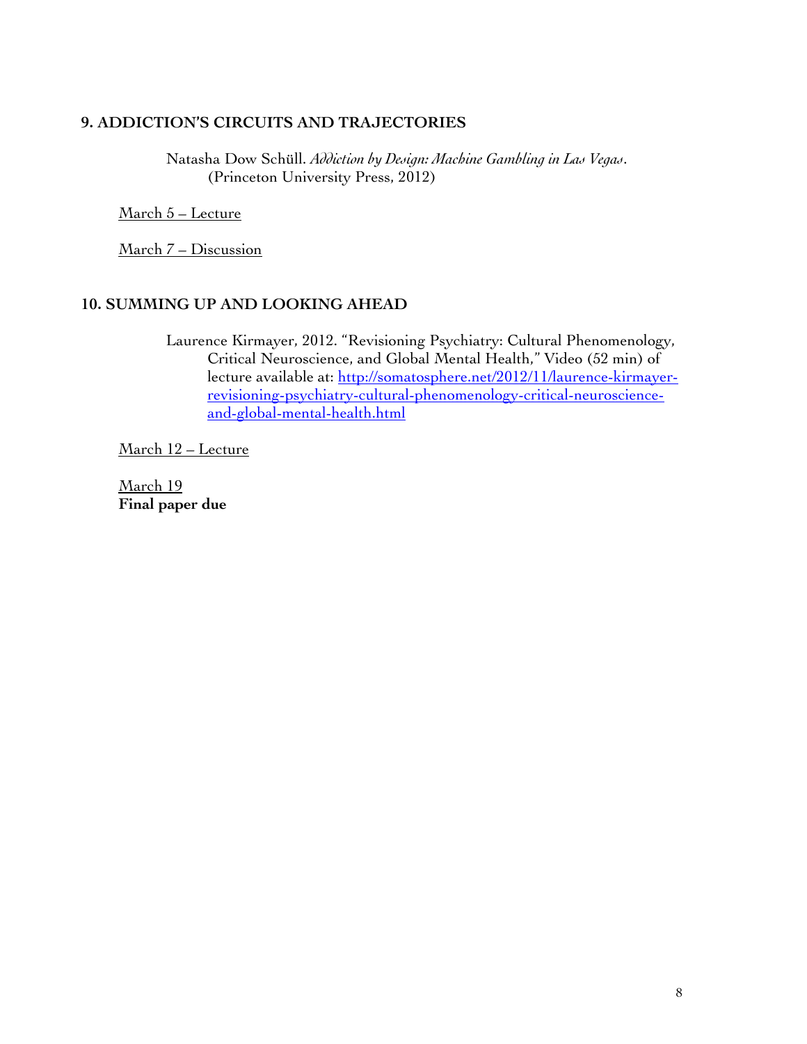### 9. ADDICTION'S CIRCUITS AND TRAJECTORIES

Natasha Dow Schüll. *Addiction by Design: Machine Gambling in Las Vegas*. (Princeton University Press, 2012)

March 5 – Lecture

March 7 – Discussion

### 10. SUMMING UP AND LOOKING AHEAD

Laurence Kirmayer, 2012. "Revisioning Psychiatry: Cultural Phenomenology, Critical Neuroscience, and Global Mental Health," Video (52 min) of lecture available at: [http://somatosphere.net/2012/11/laurence-kirmayer-revisioning-psychiatry-cultural-phenomenology-critical-neuroscience-and-global-mental-health.html](http://somatosphere.net/2012/11/laurence-kirmayer-revisioning-psychiatry-cultural-phenomenology-critical-neuroscience-and-global-mental-health.html)

March 12 – Lecture

March 19
**Final paper due**